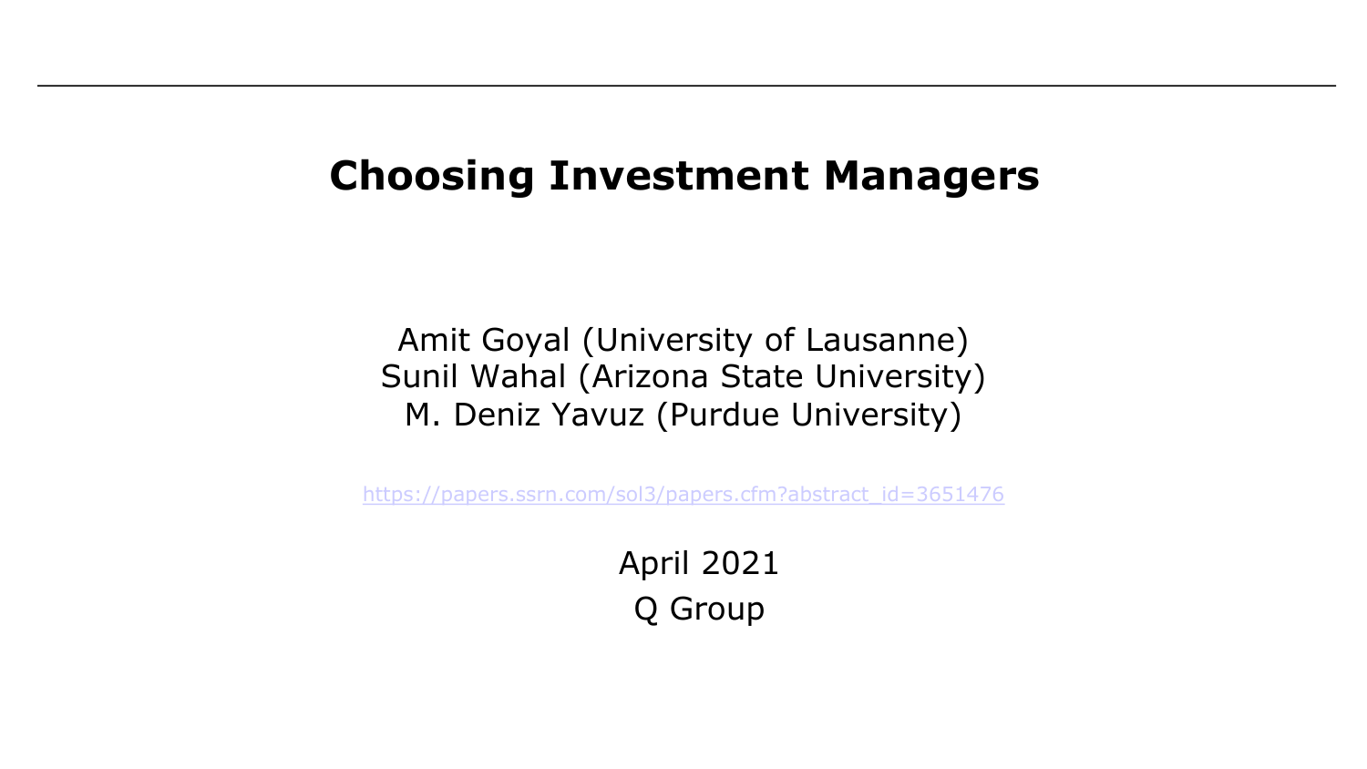# Choosing Investment Managers

Amit Goyal (University of Lausanne)
Sunil Wahal (Arizona State University)
M. Deniz Yavuz (Purdue University)

https://papers.ssrn.com/sol3/papers.cfm?abstract_id=3651476

April 2021
Q Group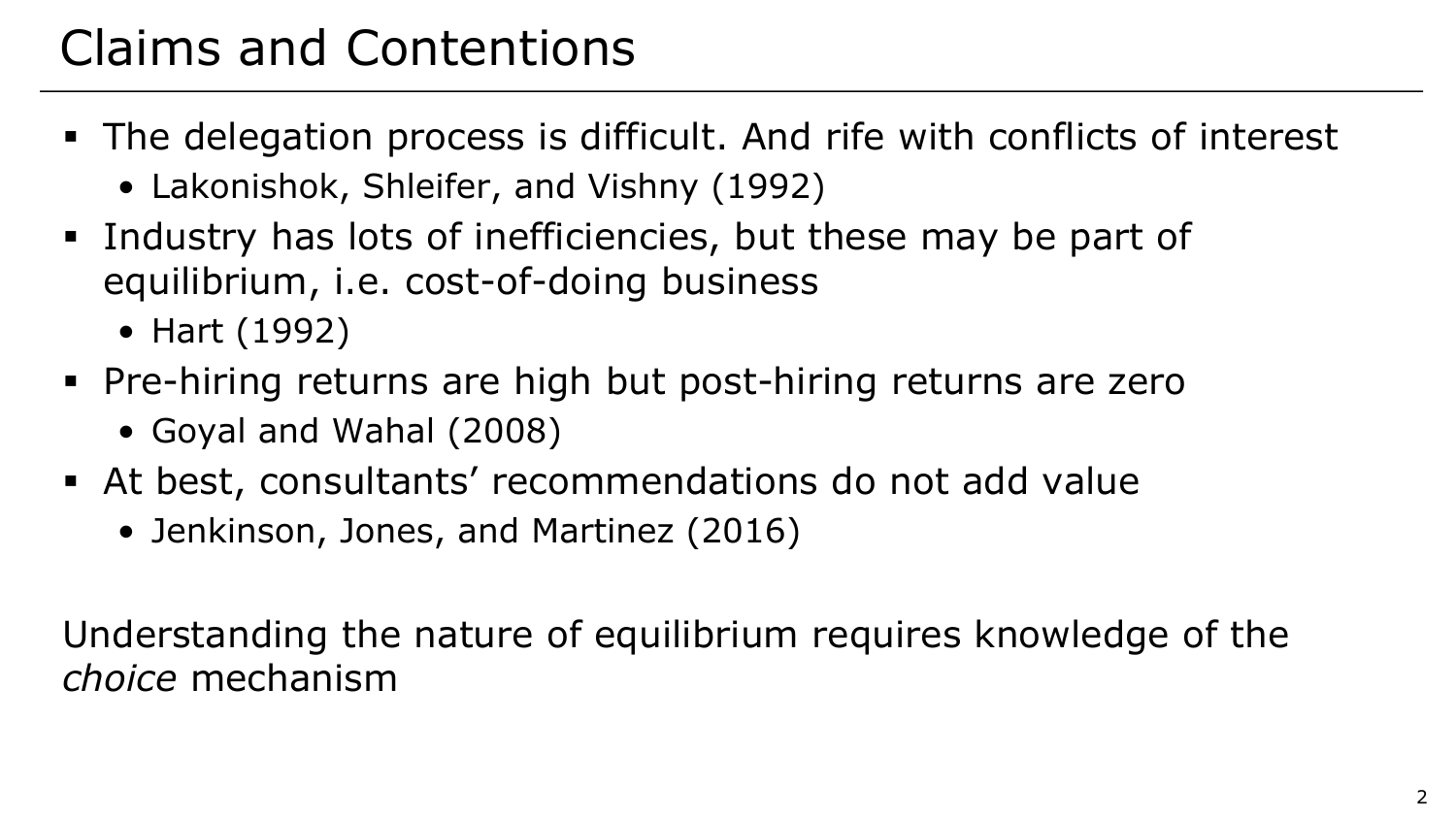# Claims and Contentions

- The delegation process is difficult. And rife with conflicts of interest
  - Lakonishok, Shleifer, and Vishny (1992)
- Industry has lots of inefficiencies, but these may be part of equilibrium, i.e. cost-of-doing business
  - Hart (1992)
- Pre-hiring returns are high but post-hiring returns are zero
  - Goyal and Wahal (2008)
- At best, consultants' recommendations do not add value
  - Jenkinson, Jones, and Martinez (2016)

Understanding the nature of equilibrium requires knowledge of the *choice* mechanism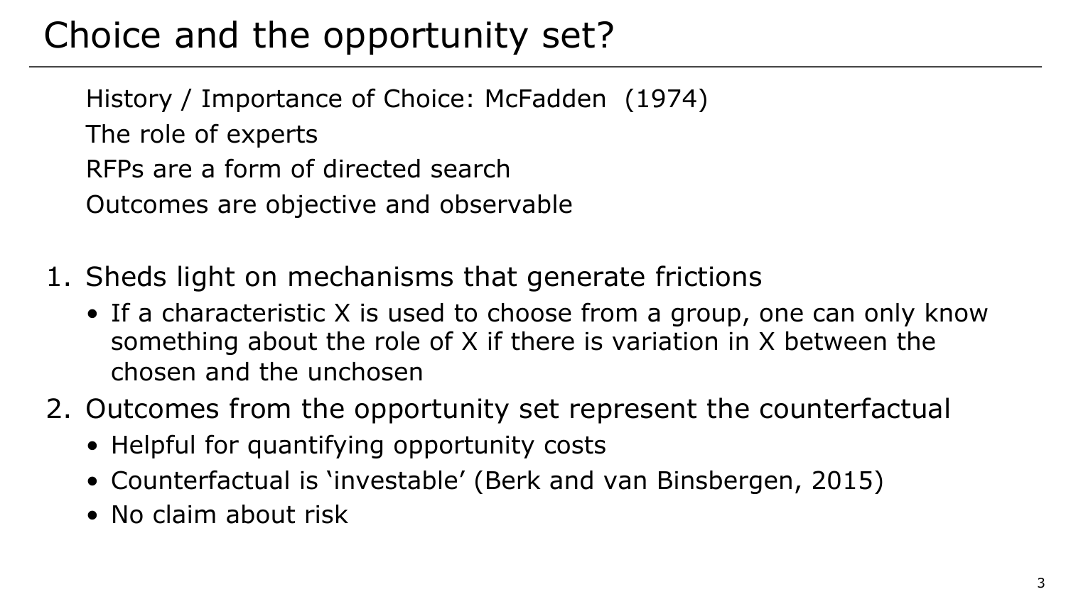# Choice and the opportunity set?

History / Importance of Choice: McFadden (1974)

The role of experts

RFPs are a form of directed search

Outcomes are objective and observable

1. Sheds light on mechanisms that generate frictions
   - If a characteristic X is used to choose from a group, one can only know something about the role of X if there is variation in X between the chosen and the unchosen
2. Outcomes from the opportunity set represent the counterfactual
   - Helpful for quantifying opportunity costs
   - Counterfactual is 'investable' (Berk and van Binsbergen, 2015)
   - No claim about risk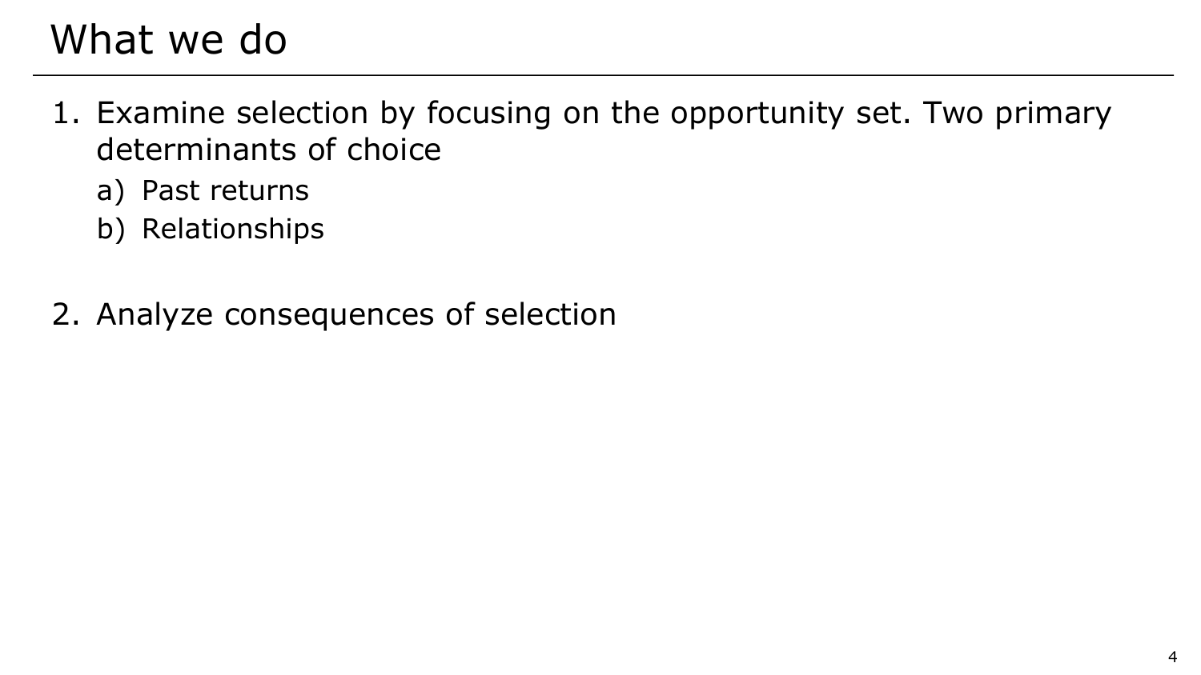# What we do

1. Examine selection by focusing on the opportunity set. Two primary determinants of choice
   a) Past returns
   b) Relationships

2. Analyze consequences of selection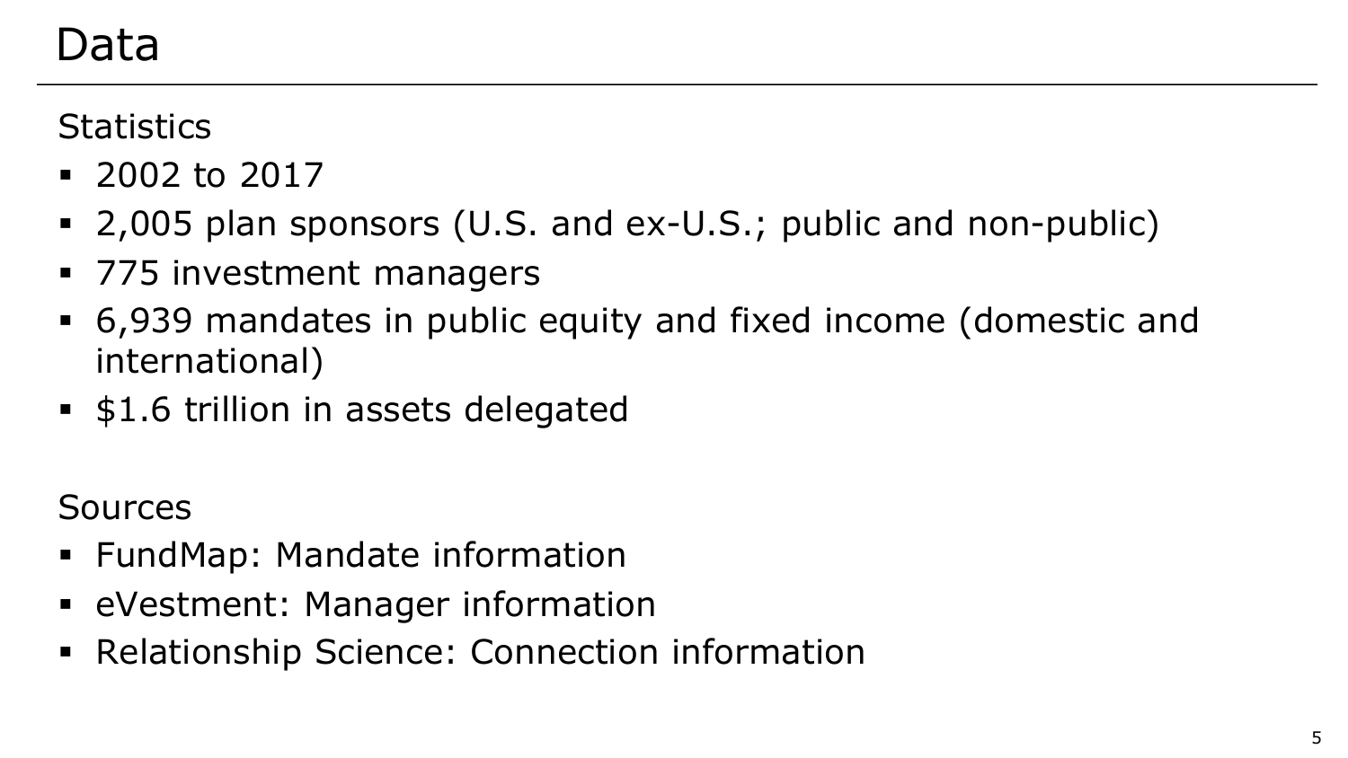# Data

Statistics

- 2002 to 2017
- 2,005 plan sponsors (U.S. and ex-U.S.; public and non-public)
- 775 investment managers
- 6,939 mandates in public equity and fixed income (domestic and international)
- $1.6 trillion in assets delegated

Sources

- FundMap: Mandate information
- eVestment: Manager information
- Relationship Science: Connection information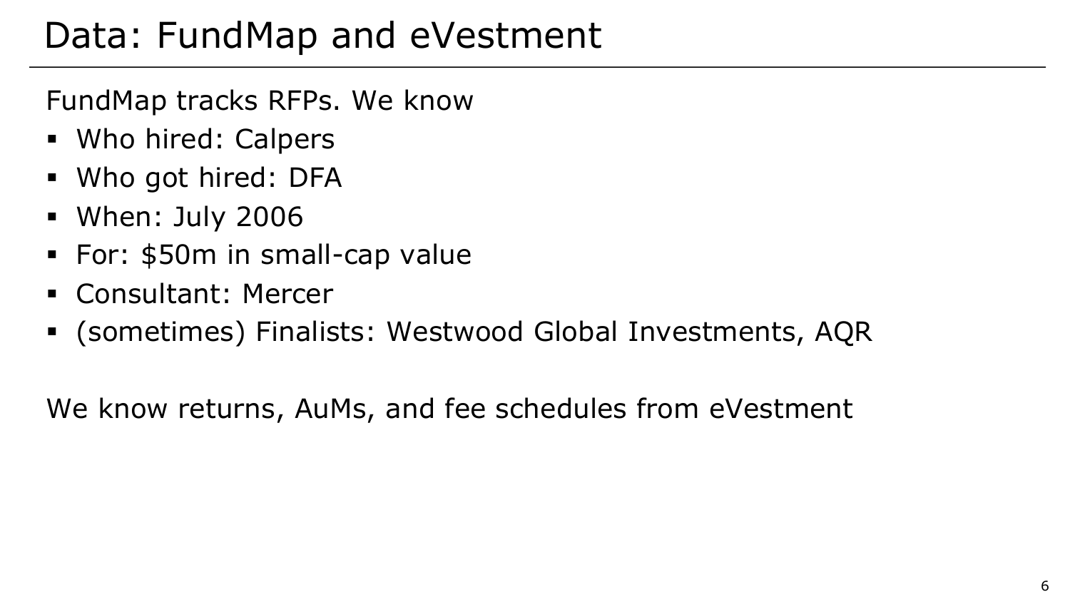# Data: FundMap and eVestment

FundMap tracks RFPs. We know

- Who hired: Calpers
- Who got hired: DFA
- When: July 2006
- For: $50m in small-cap value
- Consultant: Mercer
- (sometimes) Finalists: Westwood Global Investments, AQR

We know returns, AuMs, and fee schedules from eVestment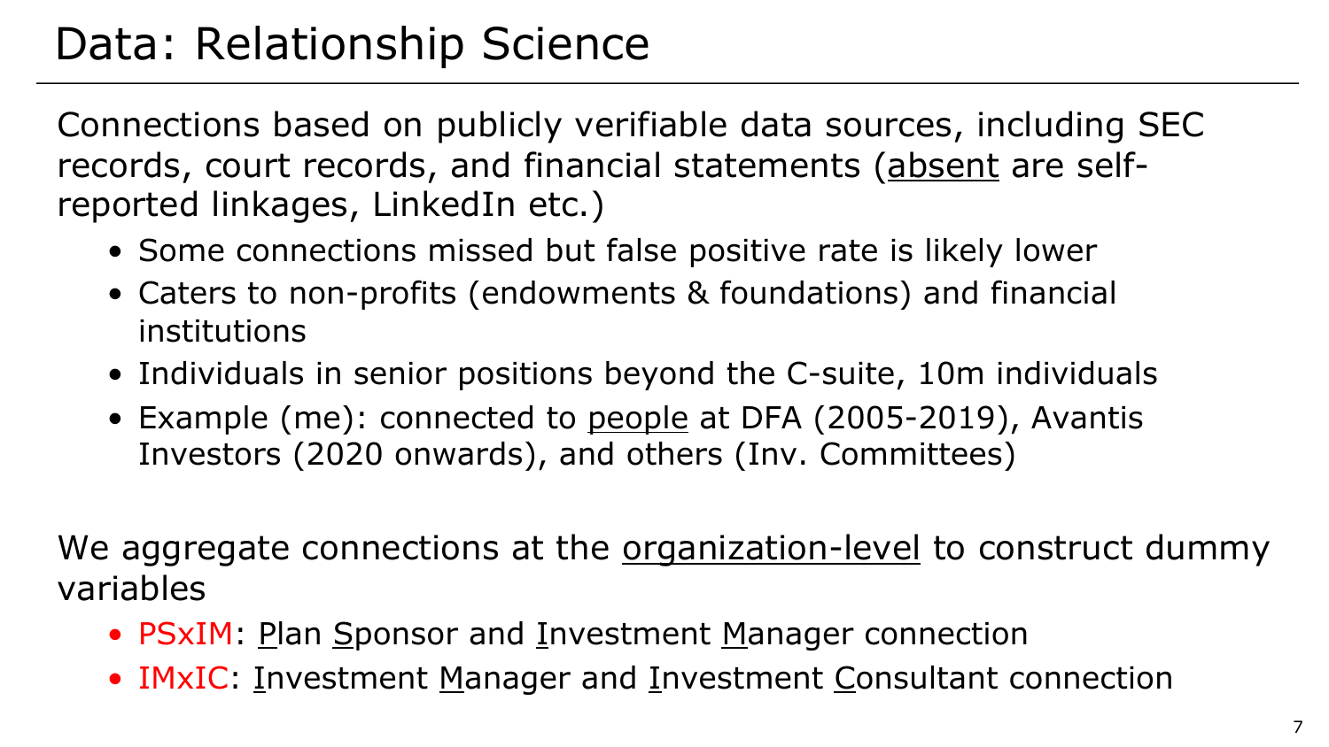# Data: Relationship Science

Connections based on publicly verifiable data sources, including SEC records, court records, and financial statements (<u>absent</u> are self-reported linkages, LinkedIn etc.)

- Some connections missed but false positive rate is likely lower
- Caters to non-profits (endowments & foundations) and financial institutions
- Individuals in senior positions beyond the C-suite, 10m individuals
- Example (me): connected to <u>people</u> at DFA (2005-2019), Avantis Investors (2020 onwards), and others (Inv. Committees)

We aggregate connections at the <u>organization-level</u> to construct dummy variables

- PSxIM: <u>P</u>lan <u>S</u>ponsor and <u>I</u>nvestment <u>M</u>anager connection
- IMxIC: <u>I</u>nvestment <u>M</u>anager and <u>I</u>nvestment <u>C</u>onsultant connection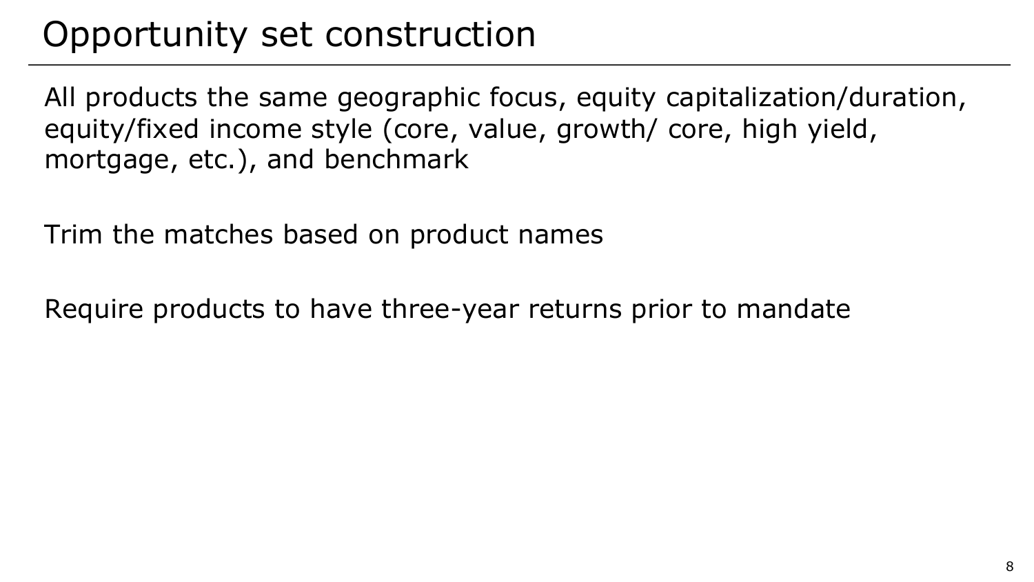# Opportunity set construction

All products the same geographic focus, equity capitalization/duration, equity/fixed income style (core, value, growth/ core, high yield, mortgage, etc.), and benchmark

Trim the matches based on product names

Require products to have three-year returns prior to mandate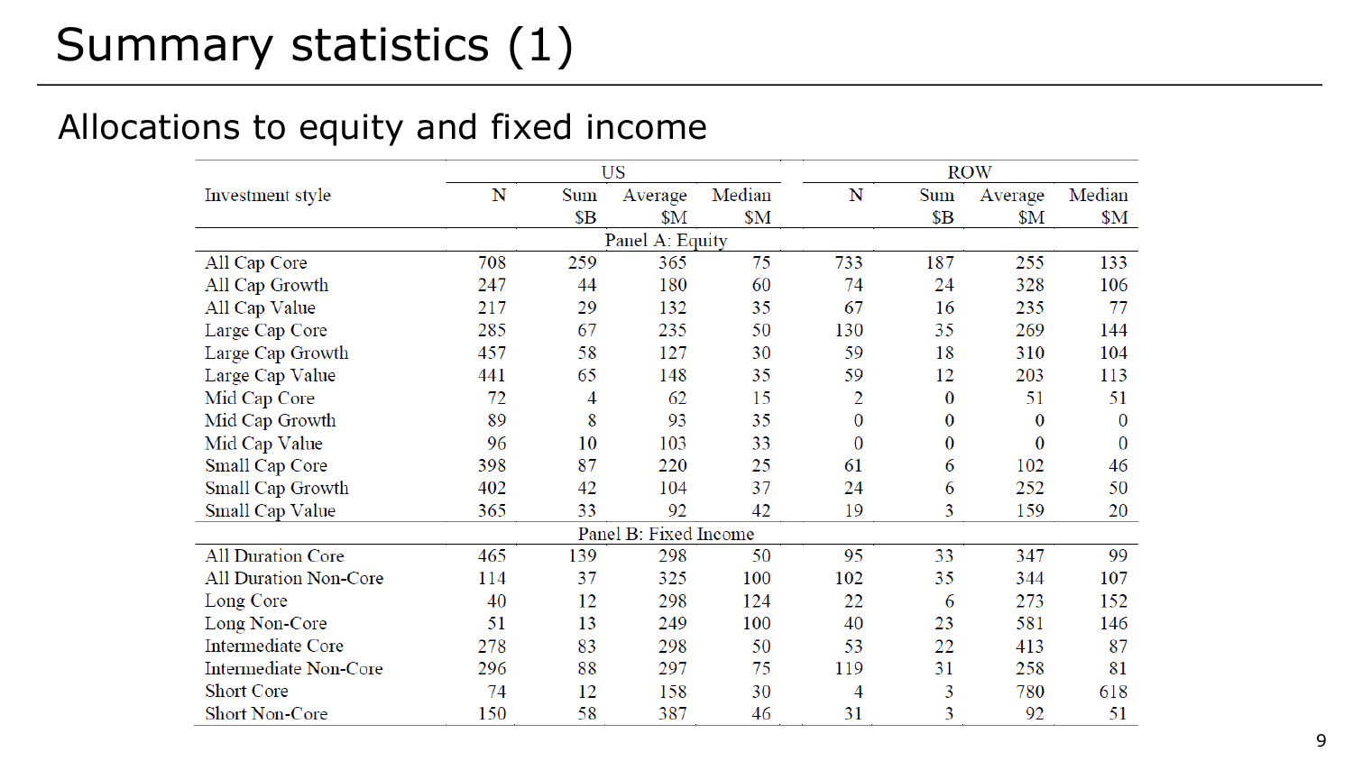# Summary statistics (1)

## Allocations to equity and fixed income

| Investment style | US | | | | ROW | | | |
|---|---|---|---|---|---|---|---|---|
| | N | Sum $B | Average $M | Median $M | N | Sum $B | Average $M | Median $M |
| **Panel A: Equity** | | | | | | | | |
| All Cap Core | 708 | 259 | 365 | 75 | 733 | 187 | 255 | 133 |
| All Cap Growth | 247 | 44 | 180 | 60 | 74 | 24 | 328 | 106 |
| All Cap Value | 217 | 29 | 132 | 35 | 67 | 16 | 235 | 77 |
| Large Cap Core | 285 | 67 | 235 | 50 | 130 | 35 | 269 | 144 |
| Large Cap Growth | 457 | 58 | 127 | 30 | 59 | 18 | 310 | 104 |
| Large Cap Value | 441 | 65 | 148 | 35 | 59 | 12 | 203 | 113 |
| Mid Cap Core | 72 | 4 | 62 | 15 | 2 | 0 | 51 | 51 |
| Mid Cap Growth | 89 | 8 | 93 | 35 | 0 | 0 | 0 | 0 |
| Mid Cap Value | 96 | 10 | 103 | 33 | 0 | 0 | 0 | 0 |
| Small Cap Core | 398 | 87 | 220 | 25 | 61 | 6 | 102 | 46 |
| Small Cap Growth | 402 | 42 | 104 | 37 | 24 | 6 | 252 | 50 |
| Small Cap Value | 365 | 33 | 92 | 42 | 19 | 3 | 159 | 20 |
| **Panel B: Fixed Income** | | | | | | | | |
| All Duration Core | 465 | 139 | 298 | 50 | 95 | 33 | 347 | 99 |
| All Duration Non-Core | 114 | 37 | 325 | 100 | 102 | 35 | 344 | 107 |
| Long Core | 40 | 12 | 298 | 124 | 22 | 6 | 273 | 152 |
| Long Non-Core | 51 | 13 | 249 | 100 | 40 | 23 | 581 | 146 |
| Intermediate Core | 278 | 83 | 298 | 50 | 53 | 22 | 413 | 87 |
| Intermediate Non-Core | 296 | 88 | 297 | 75 | 119 | 31 | 258 | 81 |
| Short Core | 74 | 12 | 158 | 30 | 4 | 3 | 780 | 618 |
| Short Non-Core | 150 | 58 | 387 | 46 | 31 | 3 | 92 | 51 |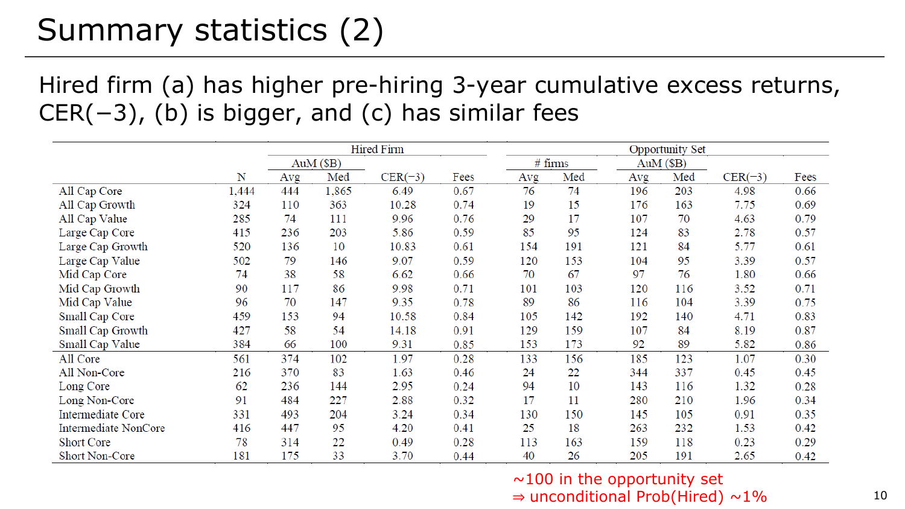# Summary statistics (2)

Hired firm (a) has higher pre-hiring 3-year cumulative excess returns, CER(−3), (b) is bigger, and (c) has similar fees

| | | Hired Firm | | | | Opportunity Set | | | | | |
|---|---|---|---|---|---|---|---|---|---|---|---|
| | | AuM ($B) | | | | # firms | | AuM ($B) | | | |
| | N | Avg | Med | CER(−3) | Fees | Avg | Med | Avg | Med | CER(−3) | Fees |
| All Cap Core | 1,444 | 444 | 1,865 | 6.49 | 0.67 | 76 | 74 | 196 | 203 | 4.98 | 0.66 |
| All Cap Growth | 324 | 110 | 363 | 10.28 | 0.74 | 19 | 15 | 176 | 163 | 7.75 | 0.69 |
| All Cap Value | 285 | 74 | 111 | 9.96 | 0.76 | 29 | 17 | 107 | 70 | 4.63 | 0.79 |
| Large Cap Core | 415 | 236 | 203 | 5.86 | 0.59 | 85 | 95 | 124 | 83 | 2.78 | 0.57 |
| Large Cap Growth | 520 | 136 | 10 | 10.83 | 0.61 | 154 | 191 | 121 | 84 | 5.77 | 0.61 |
| Large Cap Value | 502 | 79 | 146 | 9.07 | 0.59 | 120 | 153 | 104 | 95 | 3.39 | 0.57 |
| Mid Cap Core | 74 | 38 | 58 | 6.62 | 0.66 | 70 | 67 | 97 | 76 | 1.80 | 0.66 |
| Mid Cap Growth | 90 | 117 | 86 | 9.98 | 0.71 | 101 | 103 | 120 | 116 | 3.52 | 0.71 |
| Mid Cap Value | 96 | 70 | 147 | 9.35 | 0.78 | 89 | 86 | 116 | 104 | 3.39 | 0.75 |
| Small Cap Core | 459 | 153 | 94 | 10.58 | 0.84 | 105 | 142 | 192 | 140 | 4.71 | 0.83 |
| Small Cap Growth | 427 | 58 | 54 | 14.18 | 0.91 | 129 | 159 | 107 | 84 | 8.19 | 0.87 |
| Small Cap Value | 384 | 66 | 100 | 9.31 | 0.85 | 153 | 173 | 92 | 89 | 5.82 | 0.86 |
| All Core | 561 | 374 | 102 | 1.97 | 0.28 | 133 | 156 | 185 | 123 | 1.07 | 0.30 |
| All Non-Core | 216 | 370 | 83 | 1.63 | 0.46 | 24 | 22 | 344 | 337 | 0.45 | 0.45 |
| Long Core | 62 | 236 | 144 | 2.95 | 0.24 | 94 | 10 | 143 | 116 | 1.32 | 0.28 |
| Long Non-Core | 91 | 484 | 227 | 2.88 | 0.32 | 17 | 11 | 280 | 210 | 1.96 | 0.34 |
| Intermediate Core | 331 | 493 | 204 | 3.24 | 0.34 | 130 | 150 | 145 | 105 | 0.91 | 0.35 |
| Intermediate NonCore | 416 | 447 | 95 | 4.20 | 0.41 | 25 | 18 | 263 | 232 | 1.53 | 0.42 |
| Short Core | 78 | 314 | 22 | 0.49 | 0.28 | 113 | 163 | 159 | 118 | 0.23 | 0.29 |
| Short Non-Core | 181 | 175 | 33 | 3.70 | 0.44 | 40 | 26 | 205 | 191 | 2.65 | 0.42 |

~100 in the opportunity set
⇒ unconditional Prob(Hired) ~1%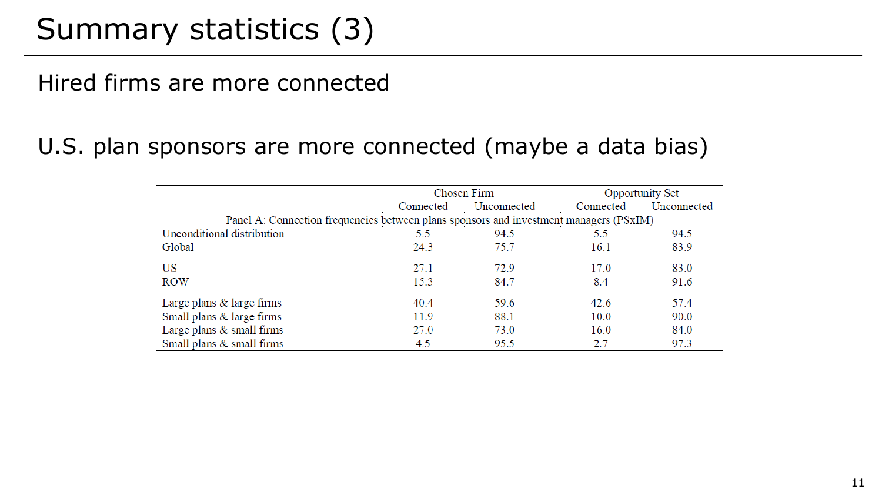# Summary statistics (3)

Hired firms are more connected

U.S. plan sponsors are more connected (maybe a data bias)

| | Chosen Firm | | Opportunity Set | |
|---|---|---|---|---|
| | Connected | Unconnected | Connected | Unconnected |
| **Panel A: Connection frequencies between plans sponsors and investment managers (PSxIM)** | | | | |
| Unconditional distribution | 5.5 | 94.5 | 5.5 | 94.5 |
| Global | 24.3 | 75.7 | 16.1 | 83.9 |
| US | 27.1 | 72.9 | 17.0 | 83.0 |
| ROW | 15.3 | 84.7 | 8.4 | 91.6 |
| Large plans & large firms | 40.4 | 59.6 | 42.6 | 57.4 |
| Small plans & large firms | 11.9 | 88.1 | 10.0 | 90.0 |
| Large plans & small firms | 27.0 | 73.0 | 16.0 | 84.0 |
| Small plans & small firms | 4.5 | 95.5 | 2.7 | 97.3 |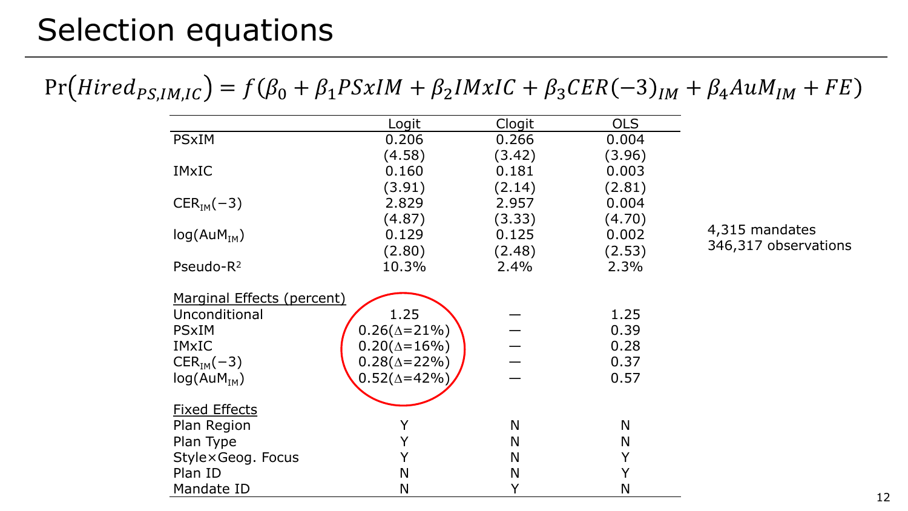# Selection equations

$$\Pr\left(Hired_{PS,IM,IC}\right) = f(\beta_0 + \beta_1 PSxIM + \beta_2 IMxIC + \beta_3 CER(-3)_{IM} + \beta_4 AuM_{IM} + FE)$$

| | Logit | Clogit | OLS |
|---|---|---|---|
| PSxIM | 0.206 | 0.266 | 0.004 |
| | (4.58) | (3.42) | (3.96) |
| IMxIC | 0.160 | 0.181 | 0.003 |
| | (3.91) | (2.14) | (2.81) |
| $CER_{IM}(-3)$ | 2.829 | 2.957 | 0.004 |
| | (4.87) | (3.33) | (4.70) |
| $\log(AuM_{IM})$ | 0.129 | 0.125 | 0.002 |
| | (2.80) | (2.48) | (2.53) |
| Pseudo-$R^2$ | 10.3% | 2.4% | 2.3% |
| Marginal Effects (percent) | | | |
| Unconditional | 1.25 | — | 1.25 |
| PSxIM | 0.26($\Delta$=21%) | — | 0.39 |
| IMxIC | 0.20($\Delta$=16%) | — | 0.28 |
| $CER_{IM}(-3)$ | 0.28($\Delta$=22%) | — | 0.37 |
| $\log(AuM_{IM})$ | 0.52($\Delta$=42%) | — | 0.57 |
| Fixed Effects | | | |
| Plan Region | Y | N | N |
| Plan Type | Y | N | N |
| Style×Geog. Focus | Y | N | Y |
| Plan ID | N | N | Y |
| Mandate ID | N | Y | N |

4,315 mandates
346,317 observations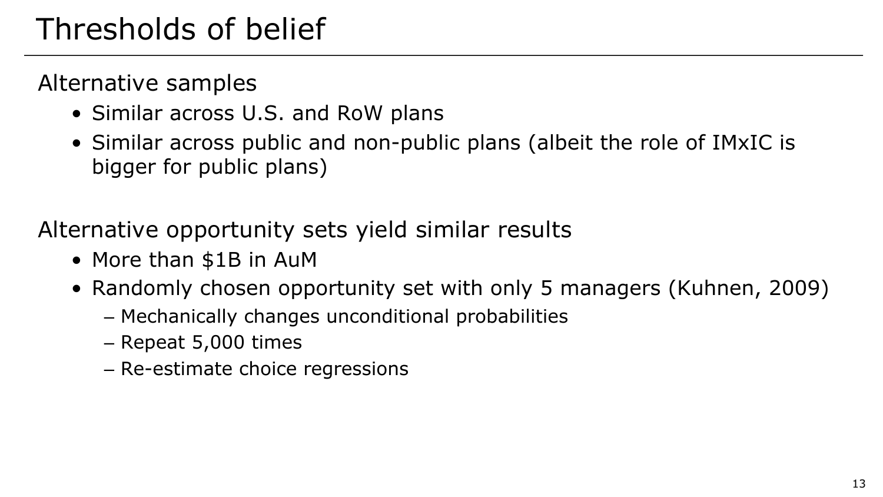# Thresholds of belief

Alternative samples

- Similar across U.S. and RoW plans
- Similar across public and non-public plans (albeit the role of IMxIC is bigger for public plans)

Alternative opportunity sets yield similar results

- More than $1B in AuM
- Randomly chosen opportunity set with only 5 managers (Kuhnen, 2009)
  - Mechanically changes unconditional probabilities
  - Repeat 5,000 times
  - Re-estimate choice regressions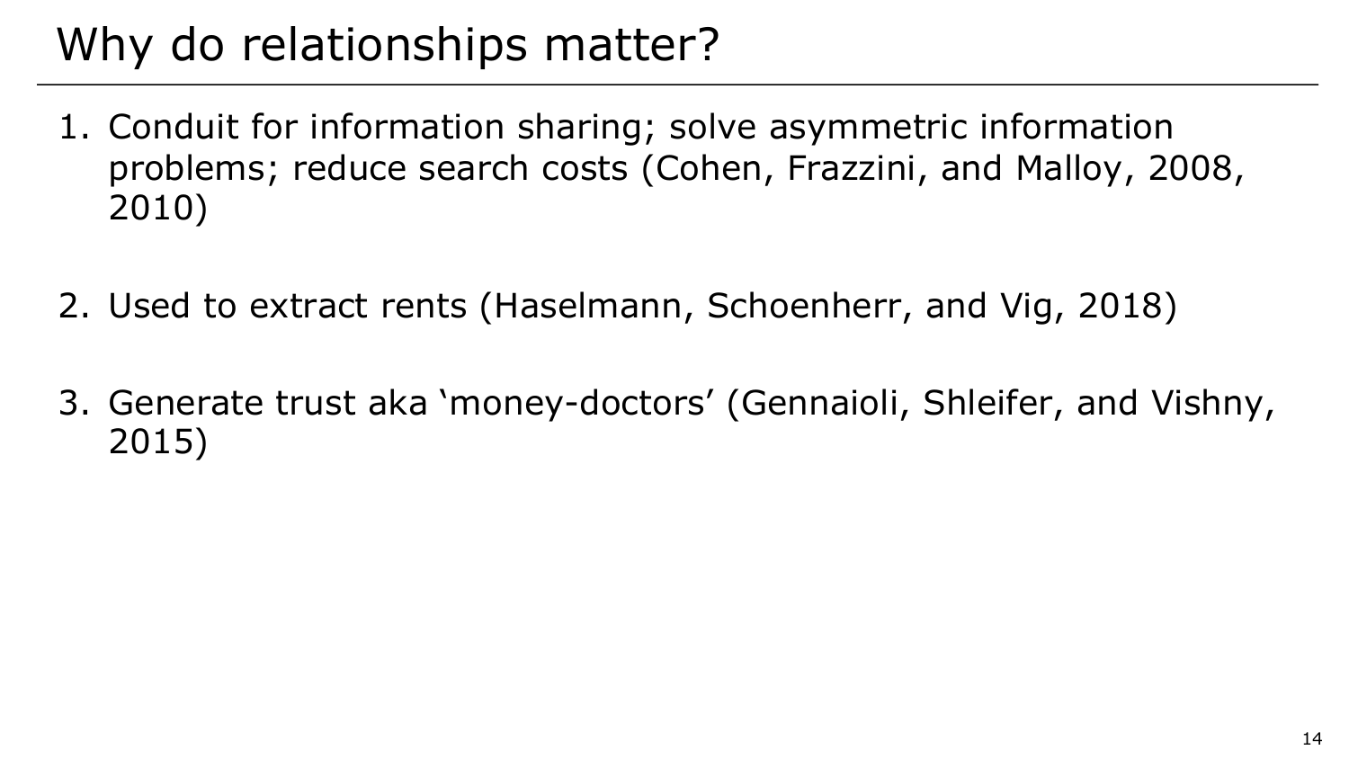# Why do relationships matter?

1. Conduit for information sharing; solve asymmetric information problems; reduce search costs (Cohen, Frazzini, and Malloy, 2008, 2010)

2. Used to extract rents (Haselmann, Schoenherr, and Vig, 2018)

3. Generate trust aka ‘money-doctors’ (Gennaioli, Shleifer, and Vishny, 2015)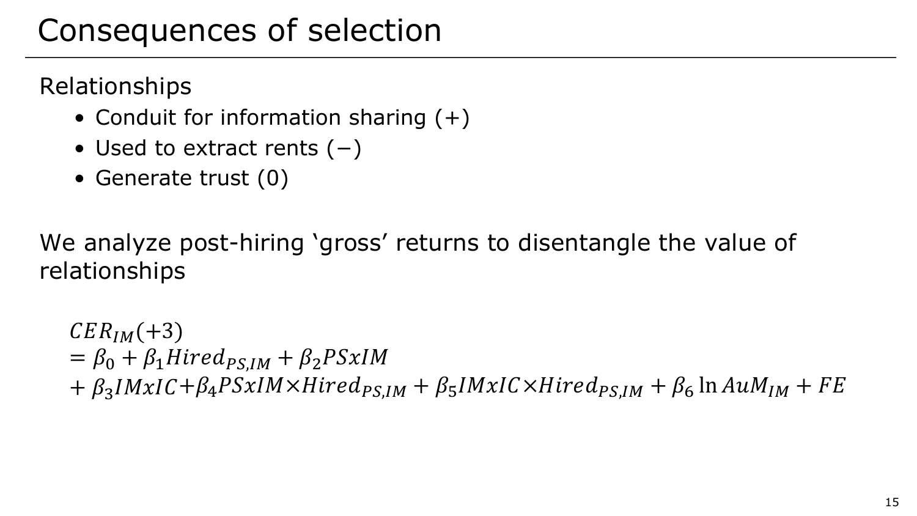# Consequences of selection

Relationships

- Conduit for information sharing (+)
- Used to extract rents (−)
- Generate trust (0)

We analyze post-hiring 'gross' returns to disentangle the value of relationships

$$
\begin{aligned}
&CER_{IM}(+3) \\
&= \beta_0 + \beta_1 Hired_{PS,IM} + \beta_2 PSxIM \\
&+ \beta_3 IMxIC + \beta_4 PSxIM \times Hired_{PS,IM} + \beta_5 IMxIC \times Hired_{PS,IM} + \beta_6 \ln AuM_{IM} + FE
\end{aligned}
$$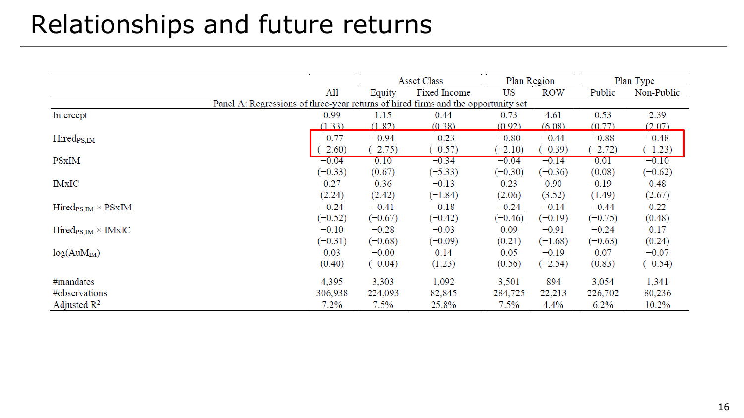# Relationships and future returns

| | All | Asset Class | | Plan Region | | Plan Type | |
|---|---|---|---|---|---|---|---|
| | | Equity | Fixed Income | US | ROW | Public | Non-Public |
| **Panel A: Regressions of three-year returns of hired firms and the opportunity set** | | | | | | | |
| Intercept | 0.99 | 1.15 | 0.44 | 0.73 | 4.61 | 0.53 | 2.39 |
| | (1.33) | (1.82) | (0.38) | (0.92) | (6.08) | (0.77) | (2.07) |
| $Hired_{PS,IM}$ | −0.77 | −0.94 | −0.23 | −0.80 | −0.44 | −0.88 | −0.48 |
| | (−2.60) | (−2.75) | (−0.57) | (−2.10) | (−0.39) | (−2.72) | (−1.23) |
| PSxIM | −0.04 | 0.10 | −0.34 | −0.04 | −0.14 | 0.01 | −0.10 |
| | (−0.33) | (0.67) | (−5.33) | (−0.30) | (−0.36) | (0.08) | (−0.62) |
| IMxIC | 0.27 | 0.36 | −0.13 | 0.23 | 0.90 | 0.19 | 0.48 |
| | (2.24) | (2.42) | (−1.84) | (2.06) | (3.52) | (1.49) | (2.67) |
| $Hired_{PS,IM}$ × PSxIM | −0.24 | −0.41 | −0.18 | −0.24 | −0.14 | −0.44 | 0.22 |
| | (−0.52) | (−0.67) | (−0.42) | (−0.46) | (−0.19) | (−0.75) | (0.48) |
| $Hired_{PS,IM}$ × IMxIC | −0.10 | −0.28 | −0.03 | 0.09 | −0.91 | −0.24 | 0.17 |
| | (−0.31) | (−0.68) | (−0.09) | (0.21) | (−1.68) | (−0.63) | (0.24) |
| $\log(AuM_{IM})$ | 0.03 | −0.00 | 0.14 | 0.05 | −0.19 | 0.07 | −0.07 |
| | (0.40) | (−0.04) | (1.23) | (0.56) | (−2.54) | (0.83) | (−0.54) |
| #mandates | 4,395 | 3,303 | 1,092 | 3,501 | 894 | 3,054 | 1,341 |
| #observations | 306,938 | 224,093 | 82,845 | 284,725 | 22,213 | 226,702 | 80,236 |
| Adjusted $R^2$ | 7.2% | 7.5% | 25.8% | 7.5% | 4.4% | 6.2% | 10.2% |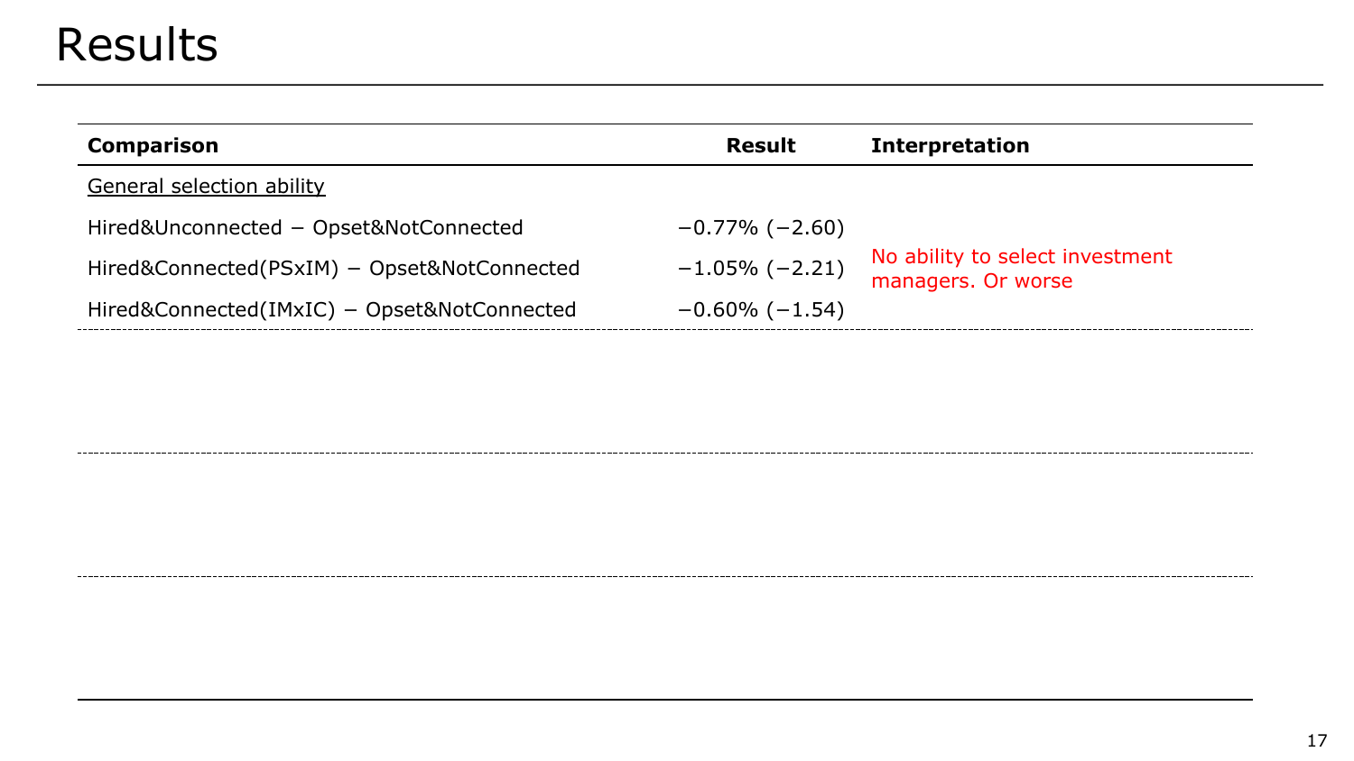# Results

| Comparison | Result | Interpretation |
| --- | --- | --- |
| General selection ability | | |
| Hired&Unconnected − Opset&NotConnected | −0.77% (−2.60) | No ability to select investment managers. Or worse |
| Hired&Connected(PSxIM) − Opset&NotConnected | −1.05% (−2.21) | |
| Hired&Connected(IMxIC) − Opset&NotConnected | −0.60% (−1.54) | |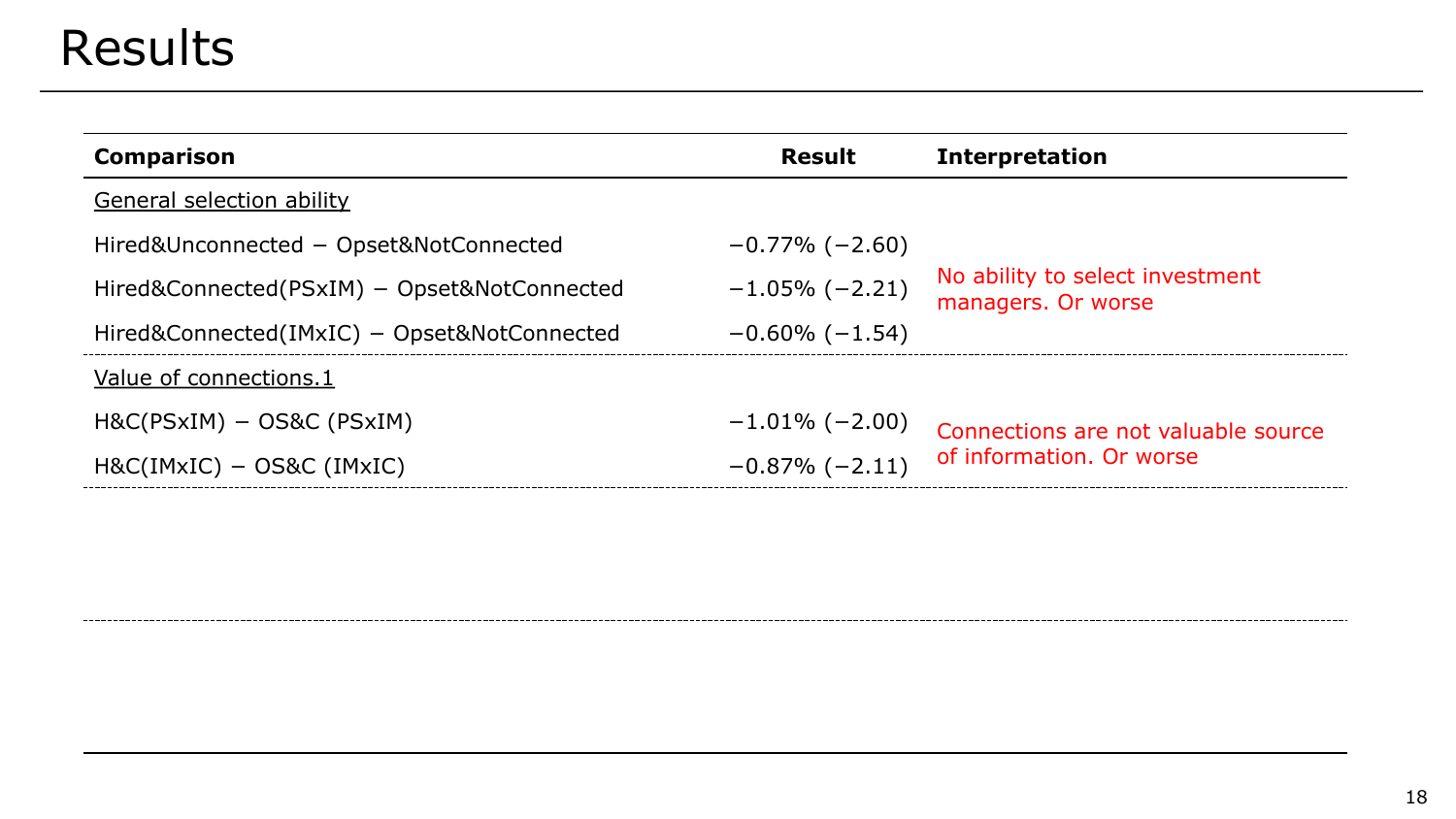# Results

| Comparison | Result | Interpretation |
|---|---|---|
| General selection ability | | |
| Hired&Unconnected − Opset&NotConnected | −0.77% (−2.60) | No ability to select investment managers. Or worse |
| Hired&Connected(PSxIM) − Opset&NotConnected | −1.05% (−2.21) | |
| Hired&Connected(IMxIC) − Opset&NotConnected | −0.60% (−1.54) | |
| Value of connections.1 | | |
| H&C(PSxIM) − OS&C (PSxIM) | −1.01% (−2.00) | Connections are not valuable source of information. Or worse |
| H&C(IMxIC) − OS&C (IMxIC) | −0.87% (−2.11) | |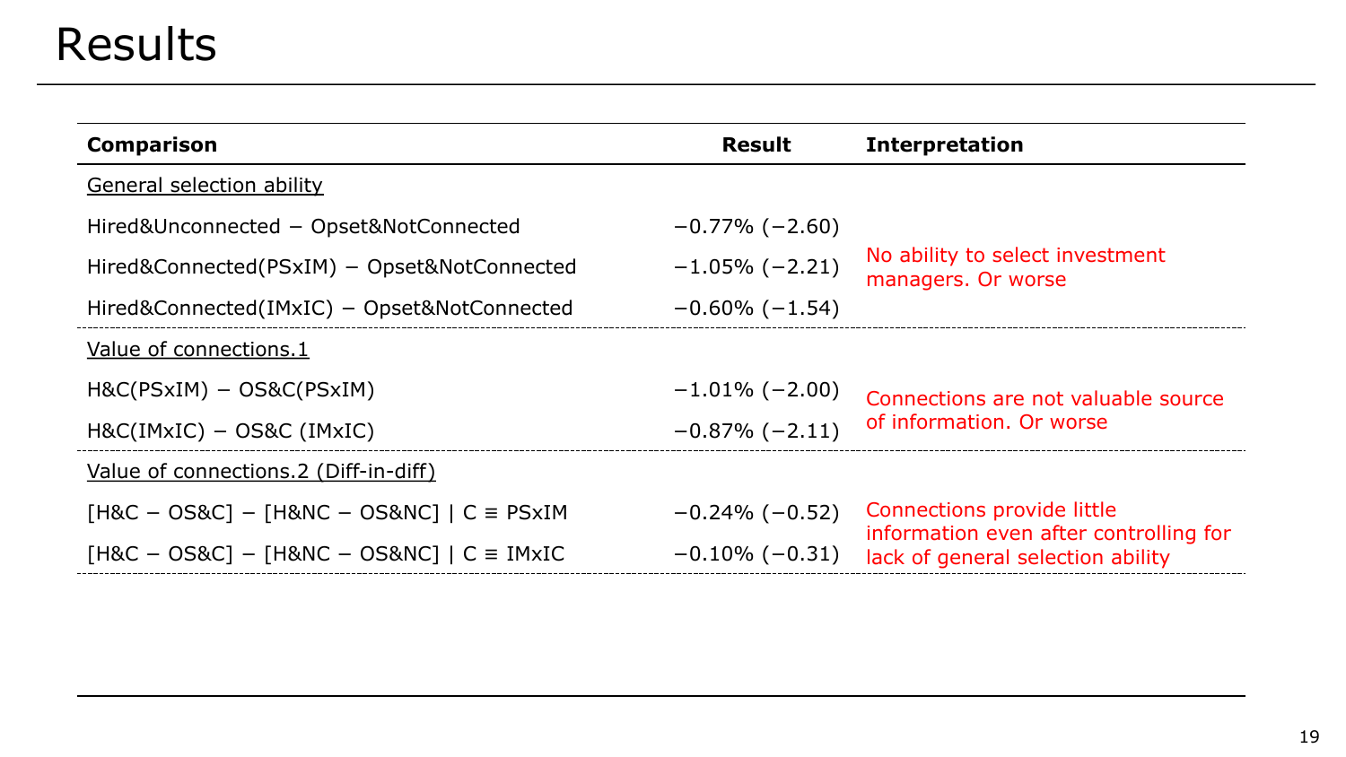# Results

| Comparison | Result | Interpretation |
|---|---|---|
| General selection ability | | |
| Hired&Unconnected − Opset&NotConnected | −0.77% (−2.60) | No ability to select investment managers. Or worse |
| Hired&Connected(PSxIM) − Opset&NotConnected | −1.05% (−2.21) | |
| Hired&Connected(IMxIC) − Opset&NotConnected | −0.60% (−1.54) | |
| Value of connections.1 | | |
| H&C(PSxIM) − OS&C(PSxIM) | −1.01% (−2.00) | Connections are not valuable source of information. Or worse |
| H&C(IMxIC) − OS&C (IMxIC) | −0.87% (−2.11) | |
| Value of connections.2 (Diff-in-diff) | | |
| [H&C − OS&C] − [H&NC − OS&NC] \| C ≡ PSxIM | −0.24% (−0.52) | Connections provide little information even after controlling for lack of general selection ability |
| [H&C − OS&C] − [H&NC − OS&NC] \| C ≡ IMxIC | −0.10% (−0.31) | |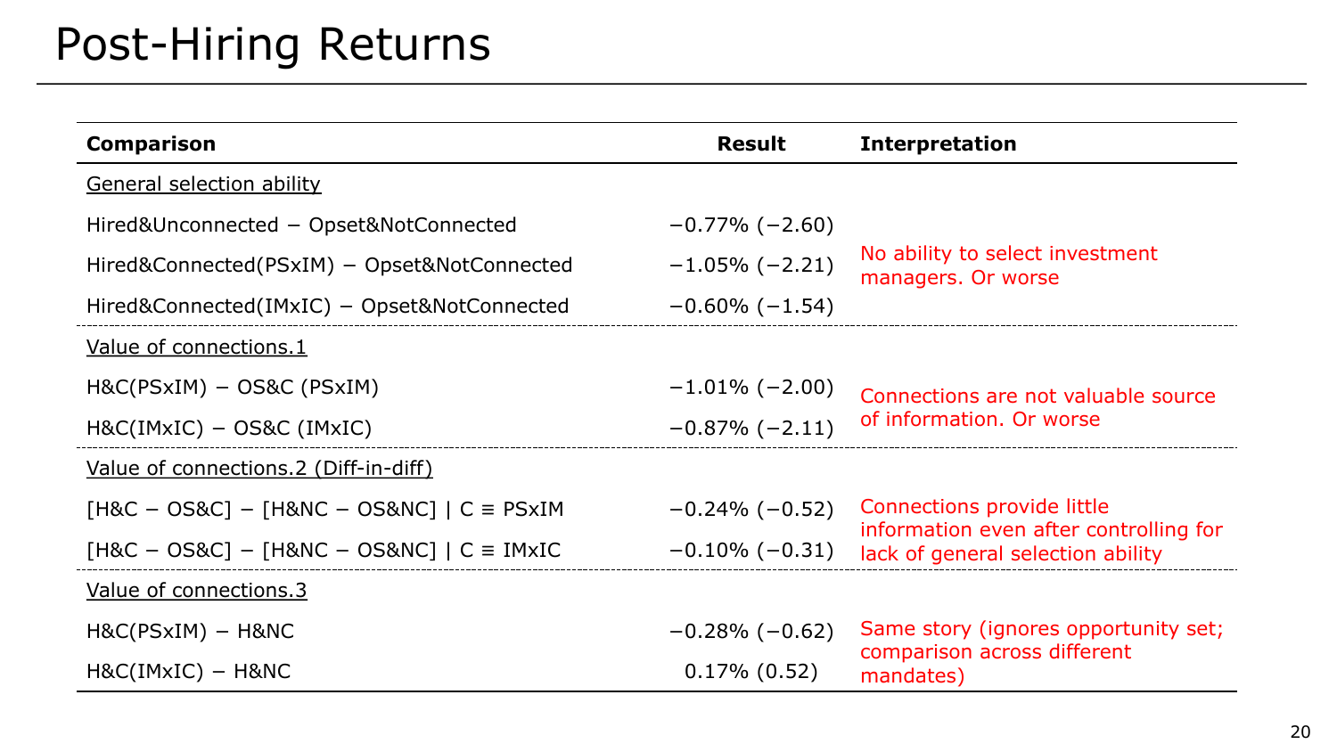# Post-Hiring Returns

| Comparison | Result | Interpretation |
|---|---|---|
| General selection ability | | |
| Hired&Unconnected − Opset&NotConnected | −0.77% (−2.60) | No ability to select investment managers. Or worse |
| Hired&Connected(PSxIM) − Opset&NotConnected | −1.05% (−2.21) | |
| Hired&Connected(IMxIC) − Opset&NotConnected | −0.60% (−1.54) | |
| Value of connections.1 | | |
| H&C(PSxIM) − OS&C (PSxIM) | −1.01% (−2.00) | Connections are not valuable source of information. Or worse |
| H&C(IMxIC) − OS&C (IMxIC) | −0.87% (−2.11) | |
| Value of connections.2 (Diff-in-diff) | | |
| [H&C − OS&C] − [H&NC − OS&NC] \| C ≡ PSxIM | −0.24% (−0.52) | Connections provide little information even after controlling for lack of general selection ability |
| [H&C − OS&C] − [H&NC − OS&NC] \| C ≡ IMxIC | −0.10% (−0.31) | |
| Value of connections.3 | | |
| H&C(PSxIM) − H&NC | −0.28% (−0.62) | Same story (ignores opportunity set; comparison across different mandates) |
| H&C(IMxIC) − H&NC | 0.17% (0.52) | |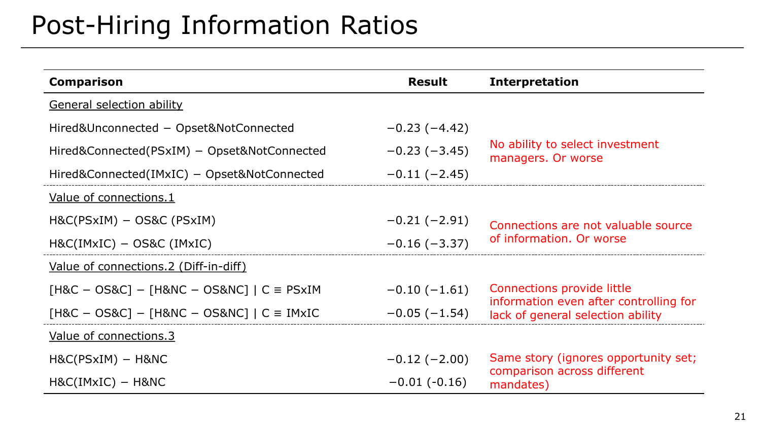# Post-Hiring Information Ratios

| Comparison | Result | Interpretation |
|---|---|---|
| General selection ability | | |
| Hired&Unconnected − Opset&NotConnected | −0.23 (−4.42) | No ability to select investment managers. Or worse |
| Hired&Connected(PSxIM) − Opset&NotConnected | −0.23 (−3.45) | |
| Hired&Connected(IMxIC) − Opset&NotConnected | −0.11 (−2.45) | |
| Value of connections.1 | | |
| H&C(PSxIM) − OS&C (PSxIM) | −0.21 (−2.91) | Connections are not valuable source of information. Or worse |
| H&C(IMxIC) − OS&C (IMxIC) | −0.16 (−3.37) | |
| Value of connections.2 (Diff-in-diff) | | |
| [H&C − OS&C] − [H&NC − OS&NC] \| C ≡ PSxIM | −0.10 (−1.61) | Connections provide little information even after controlling for lack of general selection ability |
| [H&C − OS&C] − [H&NC − OS&NC] \| C ≡ IMxIC | −0.05 (−1.54) | |
| Value of connections.3 | | |
| H&C(PSxIM) − H&NC | −0.12 (−2.00) | Same story (ignores opportunity set; comparison across different mandates) |
| H&C(IMxIC) − H&NC | −0.01 (-0.16) | |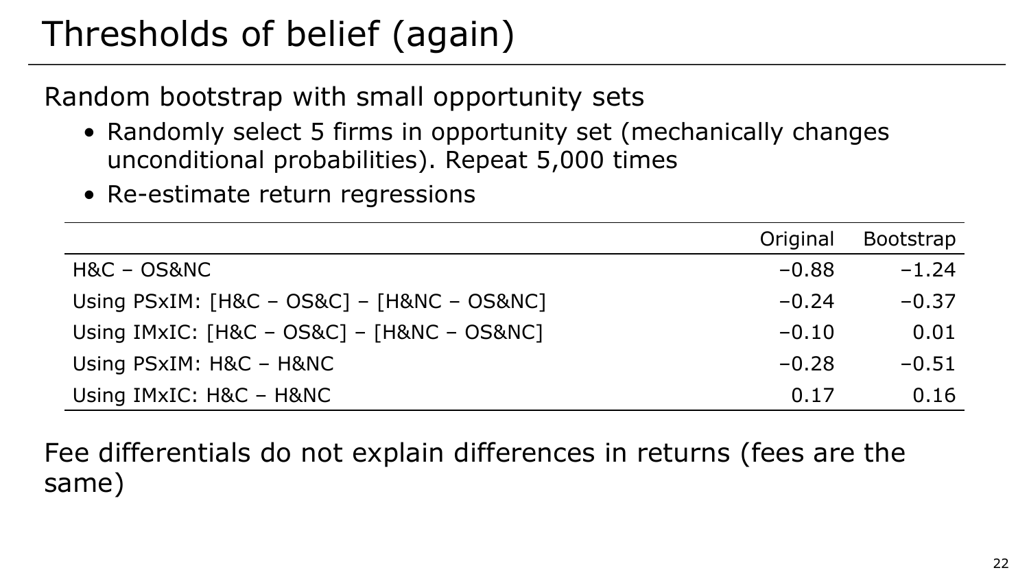# Thresholds of belief (again)

Random bootstrap with small opportunity sets

- Randomly select 5 firms in opportunity set (mechanically changes unconditional probabilities). Repeat 5,000 times
- Re-estimate return regressions

| | Original | Bootstrap |
|---|---|---|
| H&C – OS&NC | −0.88 | −1.24 |
| Using PSxIM: [H&C – OS&C] – [H&NC – OS&NC] | −0.24 | −0.37 |
| Using IMxIC: [H&C – OS&C] – [H&NC – OS&NC] | −0.10 | 0.01 |
| Using PSxIM: H&C – H&NC | −0.28 | −0.51 |
| Using IMxIC: H&C – H&NC | 0.17 | 0.16 |

Fee differentials do not explain differences in returns (fees are the same)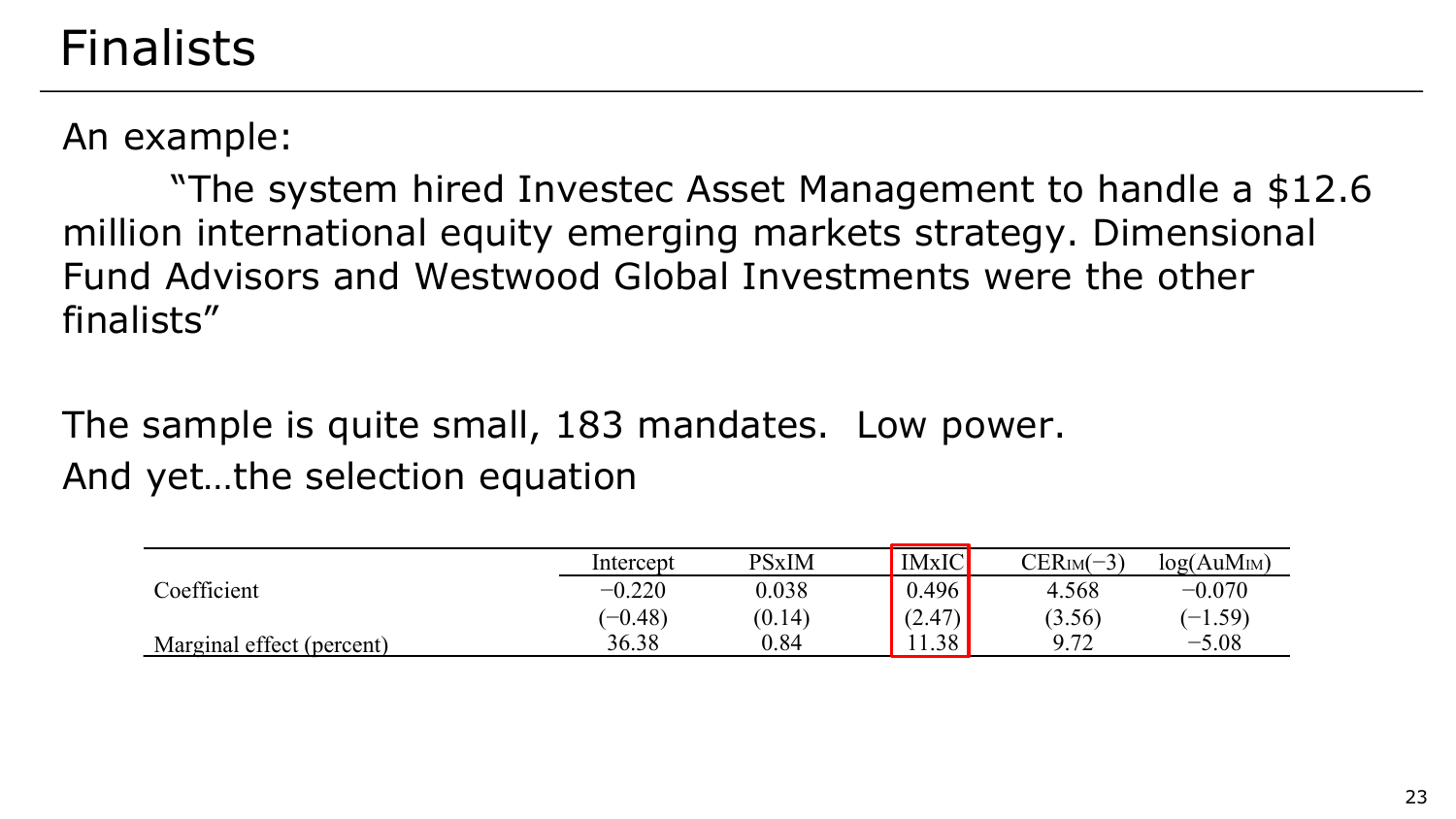# Finalists

An example:

"The system hired Investec Asset Management to handle a $12.6 million international equity emerging markets strategy. Dimensional Fund Advisors and Westwood Global Investments were the other finalists"

The sample is quite small, 183 mandates. Low power.

And yet…the selection equation

| | Intercept | PSxIM | IMxIC | $CER_{IM}(-3)$ | $\log(AuM_{IM})$ |
|---|---|---|---|---|---|
| Coefficient | −0.220 | 0.038 | 0.496 | 4.568 | −0.070 |
| | (−0.48) | (0.14) | (2.47) | (3.56) | (−1.59) |
| Marginal effect (percent) | 36.38 | 0.84 | 11.38 | 9.72 | −5.08 |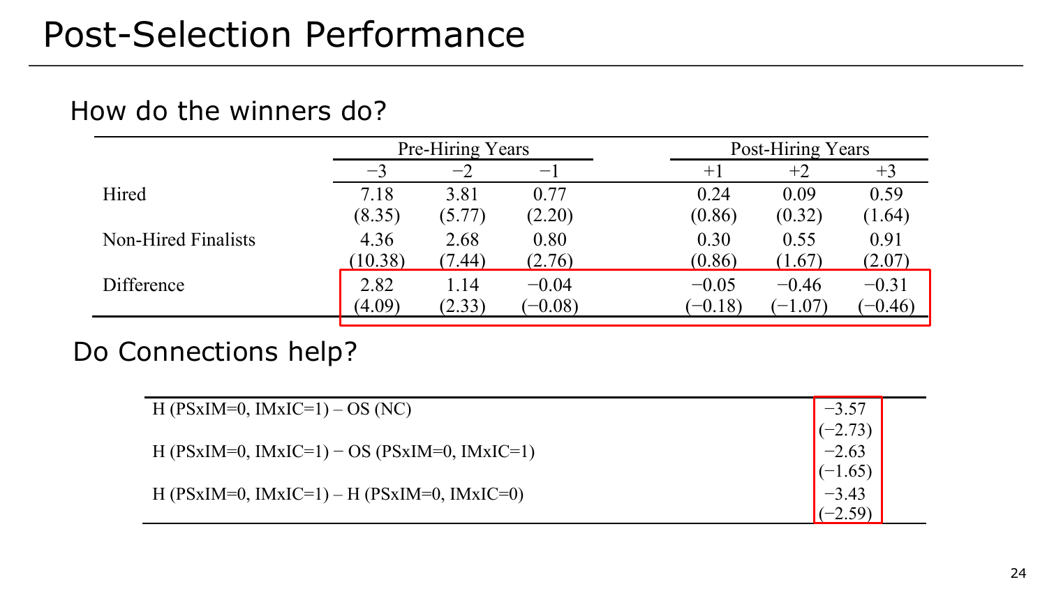# Post-Selection Performance

## How do the winners do?

| | Pre-Hiring Years | | | Post-Hiring Years | | |
|---|---|---|---|---|---|---|
| | −3 | −2 | −1 | +1 | +2 | +3 |
| Hired | 7.18 | 3.81 | 0.77 | 0.24 | 0.09 | 0.59 |
| | (8.35) | (5.77) | (2.20) | (0.86) | (0.32) | (1.64) |
| Non-Hired Finalists | 4.36 | 2.68 | 0.80 | 0.30 | 0.55 | 0.91 |
| | (10.38) | (7.44) | (2.76) | (0.86) | (1.67) | (2.07) |
| Difference | 2.82 | 1.14 | −0.04 | −0.05 | −0.46 | −0.31 |
| | (4.09) | (2.33) | (−0.08) | (−0.18) | (−1.07) | (−0.46) |

## Do Connections help?

| | |
|---|---|
| H (PSxIM=0, IMxIC=1) – OS (NC) | −3.57 |
| | (−2.73) |
| H (PSxIM=0, IMxIC=1) − OS (PSxIM=0, IMxIC=1) | −2.63 |
| | (−1.65) |
| H (PSxIM=0, IMxIC=1) – H (PSxIM=0, IMxIC=0) | −3.43 |
| | (−2.59) |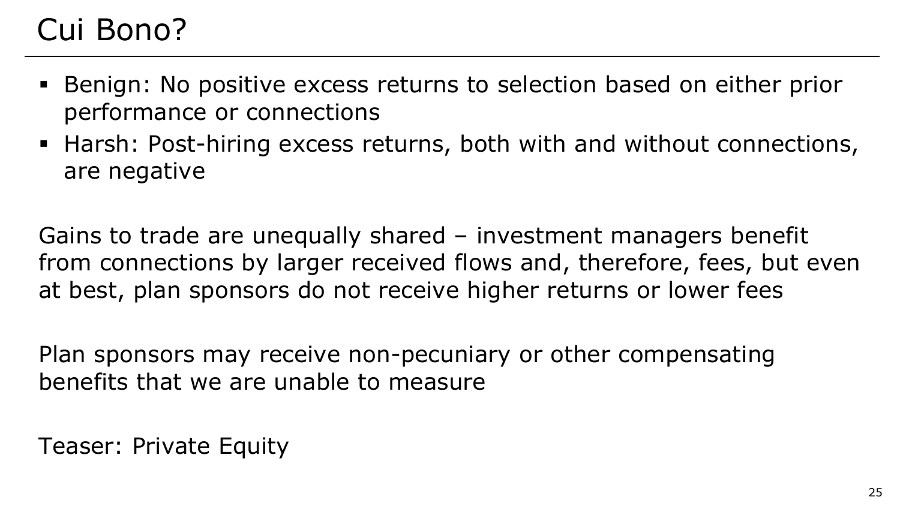# Cui Bono?

- Benign: No positive excess returns to selection based on either prior performance or connections
- Harsh: Post-hiring excess returns, both with and without connections, are negative

Gains to trade are unequally shared – investment managers benefit from connections by larger received flows and, therefore, fees, but even at best, plan sponsors do not receive higher returns or lower fees

Plan sponsors may receive non-pecuniary or other compensating benefits that we are unable to measure

Teaser: Private Equity